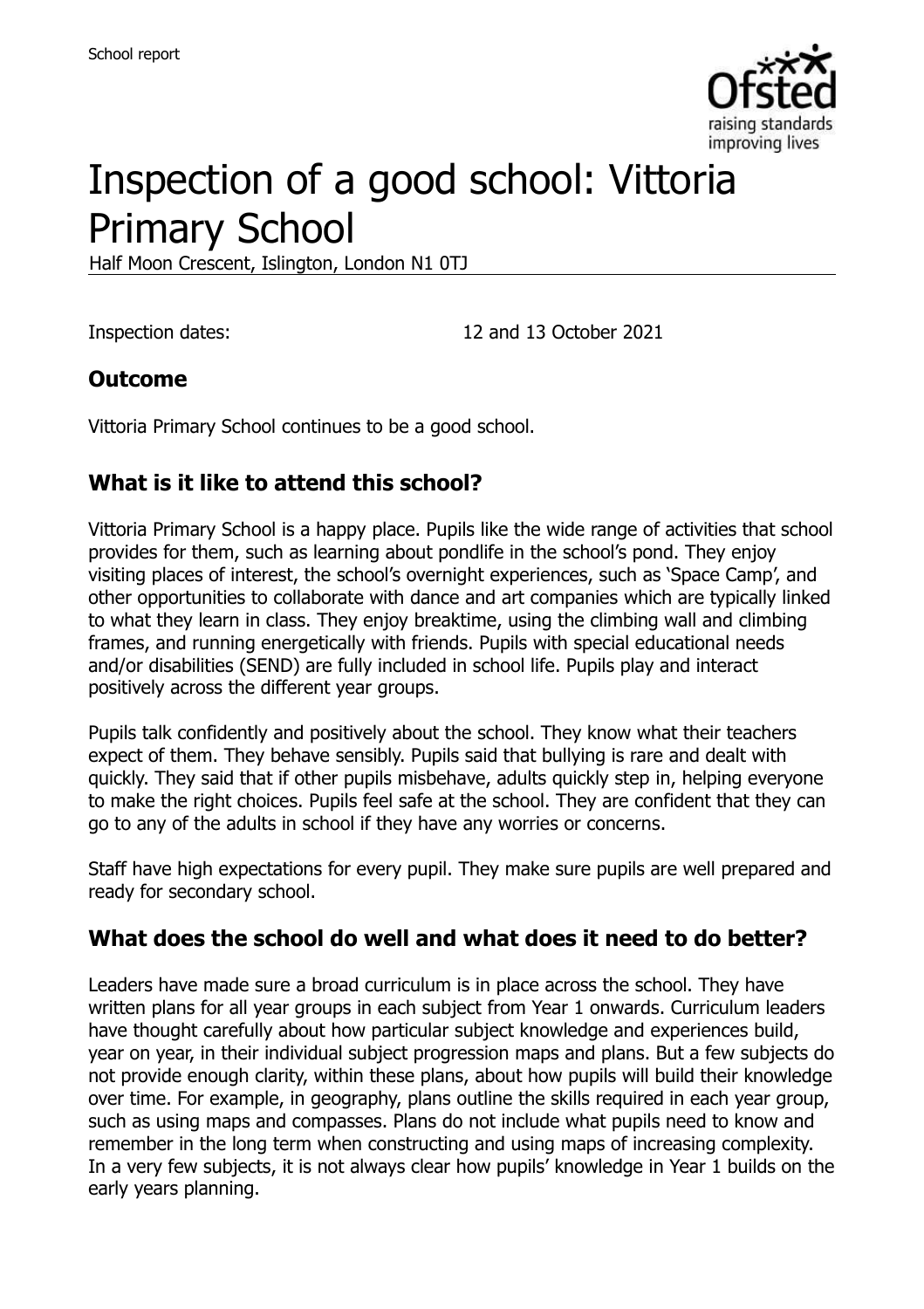School report

# Inspection of a good school: Vittoria Primary School

Half Moon Crescent, Islington, London N1 0TJ

Inspection dates: 12 and 13 October 2021

## Outcome

Vittoria Primary School continues to be a good school.

## What is it like to attend this school?

Vittoria Primary School is a happy place. Pupils like the wide range of activities that school provides for them, such as learning about pondlife in the school's pond. They enjoy visiting places of interest, the school's overnight experiences, such as 'Space Camp', and other opportunities to collaborate with dance and art companies which are typically linked to what they learn in class. They enjoy breaktime, using the climbing wall and climbing frames, and running energetically with friends. Pupils with special educational needs and/or disabilities (SEND) are fully included in school life. Pupils play and interact positively across the different year groups.

Pupils talk confidently and positively about the school. They know what their teachers expect of them. They behave sensibly. Pupils said that bullying is rare and dealt with quickly. They said that if other pupils misbehave, adults quickly step in, helping everyone to make the right choices. Pupils feel safe at the school. They are confident that they can go to any of the adults in school if they have any worries or concerns.

Staff have high expectations for every pupil. They make sure pupils are well prepared and ready for secondary school.

## What does the school do well and what does it need to do better?

Leaders have made sure a broad curriculum is in place across the school. They have written plans for all year groups in each subject from Year 1 onwards. Curriculum leaders have thought carefully about how particular subject knowledge and experiences build, year on year, in their individual subject progression maps and plans. But a few subjects do not provide enough clarity, within these plans, about how pupils will build their knowledge over time. For example, in geography, plans outline the skills required in each year group, such as using maps and compasses. Plans do not include what pupils need to know and remember in the long term when constructing and using maps of increasing complexity. In a very few subjects, it is not always clear how pupils' knowledge in Year 1 builds on the early years planning.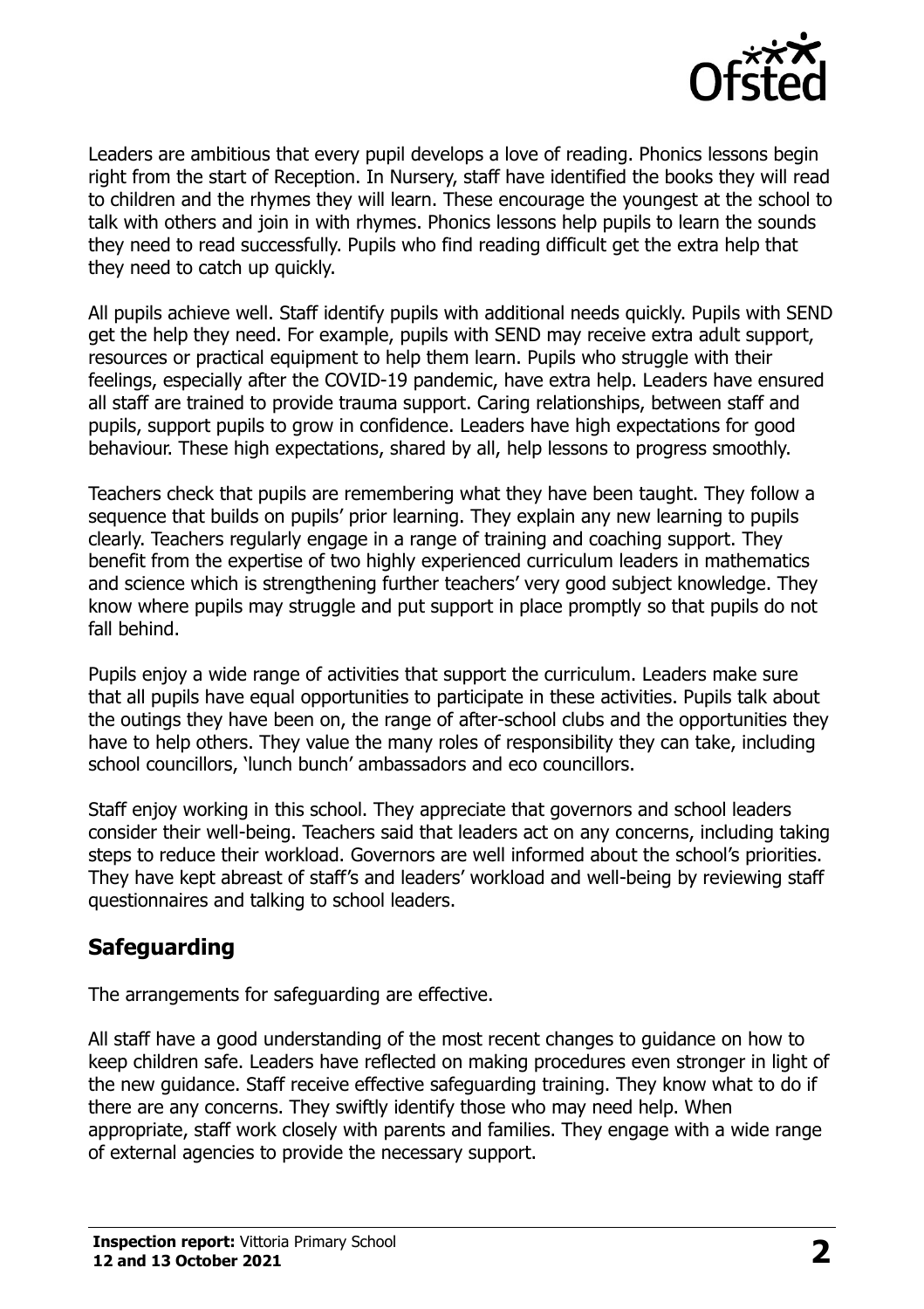Leaders are ambitious that every pupil develops a love of reading. Phonics lessons begin right from the start of Reception. In Nursery, staff have identified the books they will read to children and the rhymes they will learn. These encourage the youngest at the school to talk with others and join in with rhymes. Phonics lessons help pupils to learn the sounds they need to read successfully. Pupils who find reading difficult get the extra help that they need to catch up quickly.

All pupils achieve well. Staff identify pupils with additional needs quickly. Pupils with SEND get the help they need. For example, pupils with SEND may receive extra adult support, resources or practical equipment to help them learn. Pupils who struggle with their feelings, especially after the COVID-19 pandemic, have extra help. Leaders have ensured all staff are trained to provide trauma support. Caring relationships, between staff and pupils, support pupils to grow in confidence. Leaders have high expectations for good behaviour. These high expectations, shared by all, help lessons to progress smoothly.

Teachers check that pupils are remembering what they have been taught. They follow a sequence that builds on pupils' prior learning. They explain any new learning to pupils clearly. Teachers regularly engage in a range of training and coaching support. They benefit from the expertise of two highly experienced curriculum leaders in mathematics and science which is strengthening further teachers' very good subject knowledge. They know where pupils may struggle and put support in place promptly so that pupils do not fall behind.

Pupils enjoy a wide range of activities that support the curriculum. Leaders make sure that all pupils have equal opportunities to participate in these activities. Pupils talk about the outings they have been on, the range of after-school clubs and the opportunities they have to help others. They value the many roles of responsibility they can take, including school councillors, 'lunch bunch' ambassadors and eco councillors.

Staff enjoy working in this school. They appreciate that governors and school leaders consider their well-being. Teachers said that leaders act on any concerns, including taking steps to reduce their workload. Governors are well informed about the school's priorities. They have kept abreast of staff's and leaders' workload and well-being by reviewing staff questionnaires and talking to school leaders.

## Safeguarding

The arrangements for safeguarding are effective.

All staff have a good understanding of the most recent changes to guidance on how to keep children safe. Leaders have reflected on making procedures even stronger in light of the new guidance. Staff receive effective safeguarding training. They know what to do if there are any concerns. They swiftly identify those who may need help. When appropriate, staff work closely with parents and families. They engage with a wide range of external agencies to provide the necessary support.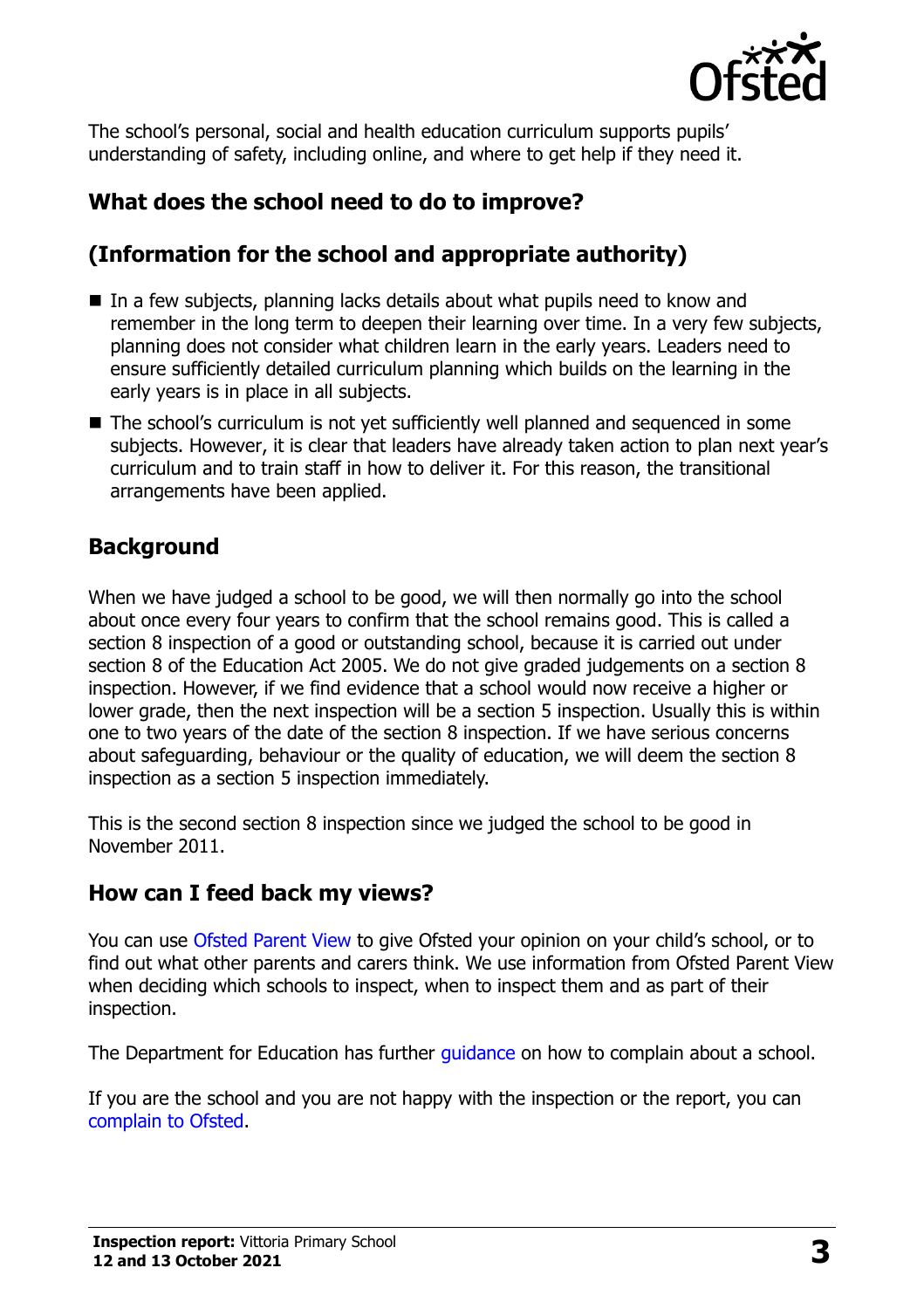The school's personal, social and health education curriculum supports pupils' understanding of safety, including online, and where to get help if they need it.

## What does the school need to do to improve?

## (Information for the school and appropriate authority)

- In a few subjects, planning lacks details about what pupils need to know and remember in the long term to deepen their learning over time. In a very few subjects, planning does not consider what children learn in the early years. Leaders need to ensure sufficiently detailed curriculum planning which builds on the learning in the early years is in place in all subjects.
- The school's curriculum is not yet sufficiently well planned and sequenced in some subjects. However, it is clear that leaders have already taken action to plan next year's curriculum and to train staff in how to deliver it. For this reason, the transitional arrangements have been applied.

## Background

When we have judged a school to be good, we will then normally go into the school about once every four years to confirm that the school remains good. This is called a section 8 inspection of a good or outstanding school, because it is carried out under section 8 of the Education Act 2005. We do not give graded judgements on a section 8 inspection. However, if we find evidence that a school would now receive a higher or lower grade, then the next inspection will be a section 5 inspection. Usually this is within one to two years of the date of the section 8 inspection. If we have serious concerns about safeguarding, behaviour or the quality of education, we will deem the section 8 inspection as a section 5 inspection immediately.

This is the second section 8 inspection since we judged the school to be good in November 2011.

## How can I feed back my views?

You can use Ofsted Parent View to give Ofsted your opinion on your child's school, or to find out what other parents and carers think. We use information from Ofsted Parent View when deciding which schools to inspect, when to inspect them and as part of their inspection.

The Department for Education has further guidance on how to complain about a school.

If you are the school and you are not happy with the inspection or the report, you can complain to Ofsted.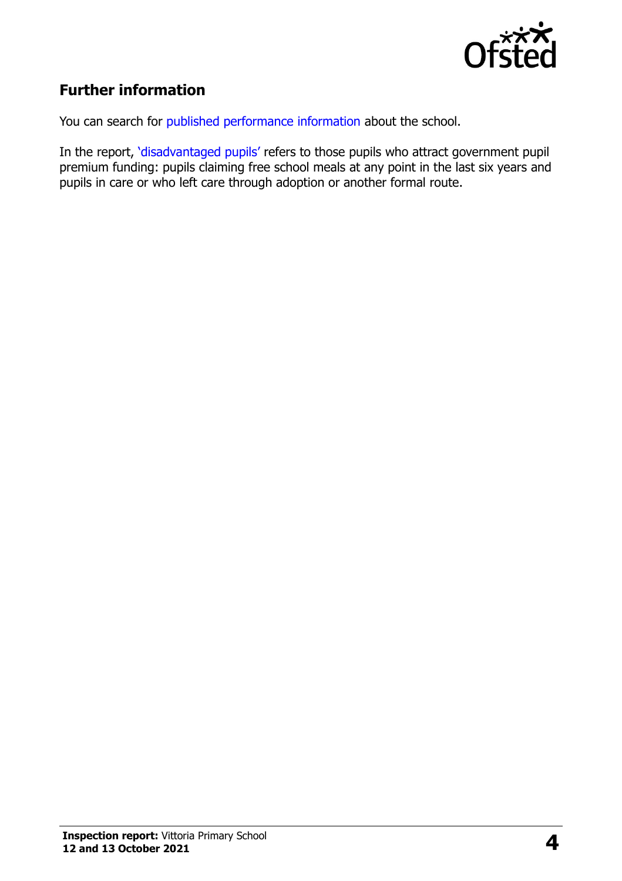## Further information

You can search for published performance information about the school.

In the report, 'disadvantaged pupils' refers to those pupils who attract government pupil premium funding: pupils claiming free school meals at any point in the last six years and pupils in care or who left care through adoption or another formal route.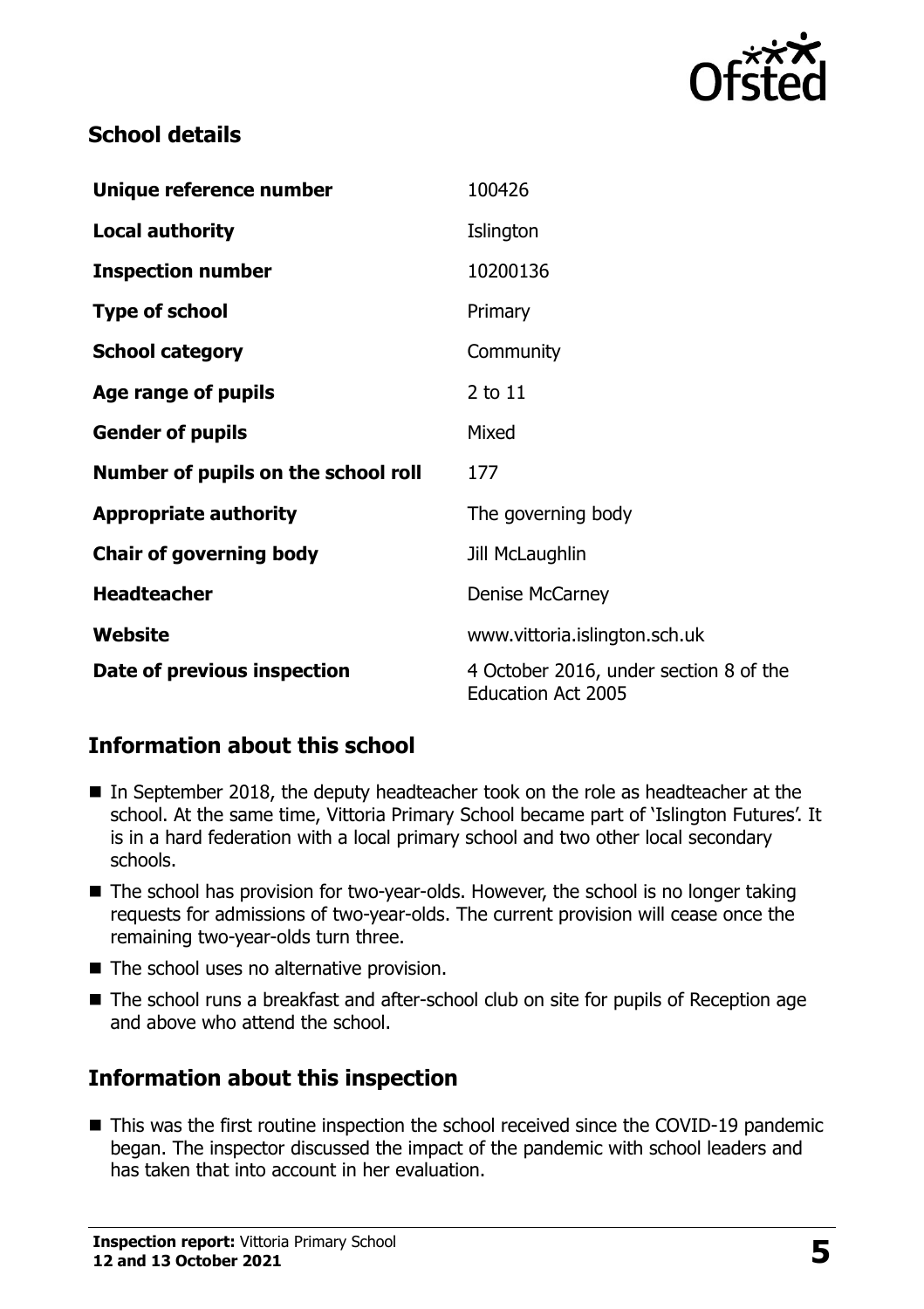## School details

| | |
|---|---|
| **Unique reference number** | 100426 |
| **Local authority** | Islington |
| **Inspection number** | 10200136 |
| **Type of school** | Primary |
| **School category** | Community |
| **Age range of pupils** | 2 to 11 |
| **Gender of pupils** | Mixed |
| **Number of pupils on the school roll** | 177 |
| **Appropriate authority** | The governing body |
| **Chair of governing body** | Jill McLaughlin |
| **Headteacher** | Denise McCarney |
| **Website** | www.vittoria.islington.sch.uk |
| **Date of previous inspection** | 4 October 2016, under section 8 of the Education Act 2005 |

## Information about this school

- In September 2018, the deputy headteacher took on the role as headteacher at the school. At the same time, Vittoria Primary School became part of 'Islington Futures'. It is in a hard federation with a local primary school and two other local secondary schools.
- The school has provision for two-year-olds. However, the school is no longer taking requests for admissions of two-year-olds. The current provision will cease once the remaining two-year-olds turn three.
- The school uses no alternative provision.
- The school runs a breakfast and after-school club on site for pupils of Reception age and above who attend the school.

## Information about this inspection

- This was the first routine inspection the school received since the COVID-19 pandemic began. The inspector discussed the impact of the pandemic with school leaders and has taken that into account in her evaluation.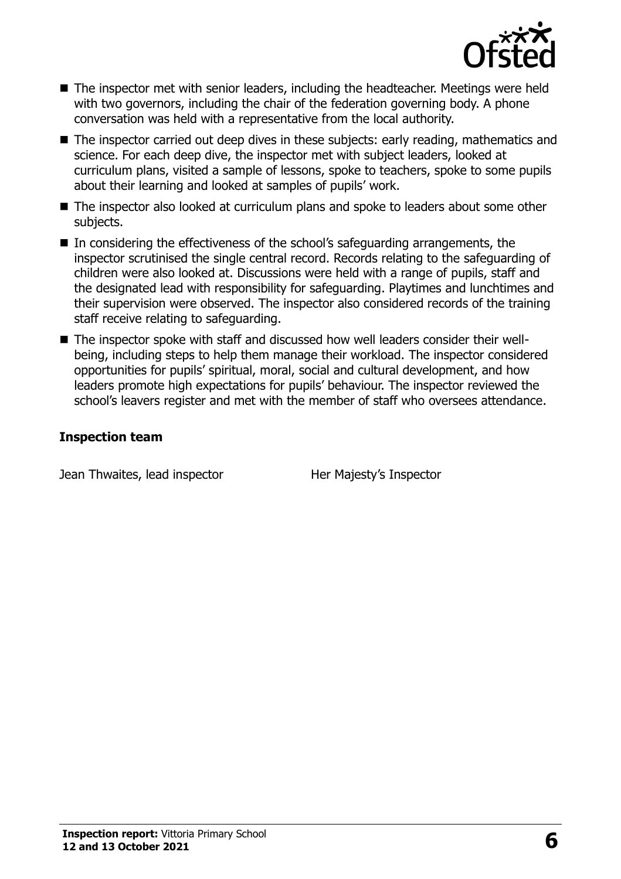- The inspector met with senior leaders, including the headteacher. Meetings were held with two governors, including the chair of the federation governing body. A phone conversation was held with a representative from the local authority.
- The inspector carried out deep dives in these subjects: early reading, mathematics and science. For each deep dive, the inspector met with subject leaders, looked at curriculum plans, visited a sample of lessons, spoke to teachers, spoke to some pupils about their learning and looked at samples of pupils' work.
- The inspector also looked at curriculum plans and spoke to leaders about some other subjects.
- In considering the effectiveness of the school's safeguarding arrangements, the inspector scrutinised the single central record. Records relating to the safeguarding of children were also looked at. Discussions were held with a range of pupils, staff and the designated lead with responsibility for safeguarding. Playtimes and lunchtimes and their supervision were observed. The inspector also considered records of the training staff receive relating to safeguarding.
- The inspector spoke with staff and discussed how well leaders consider their well-being, including steps to help them manage their workload. The inspector considered opportunities for pupils' spiritual, moral, social and cultural development, and how leaders promote high expectations for pupils' behaviour. The inspector reviewed the school's leavers register and met with the member of staff who oversees attendance.

### Inspection team

| | |
|---|---|
| Jean Thwaites, lead inspector | Her Majesty's Inspector |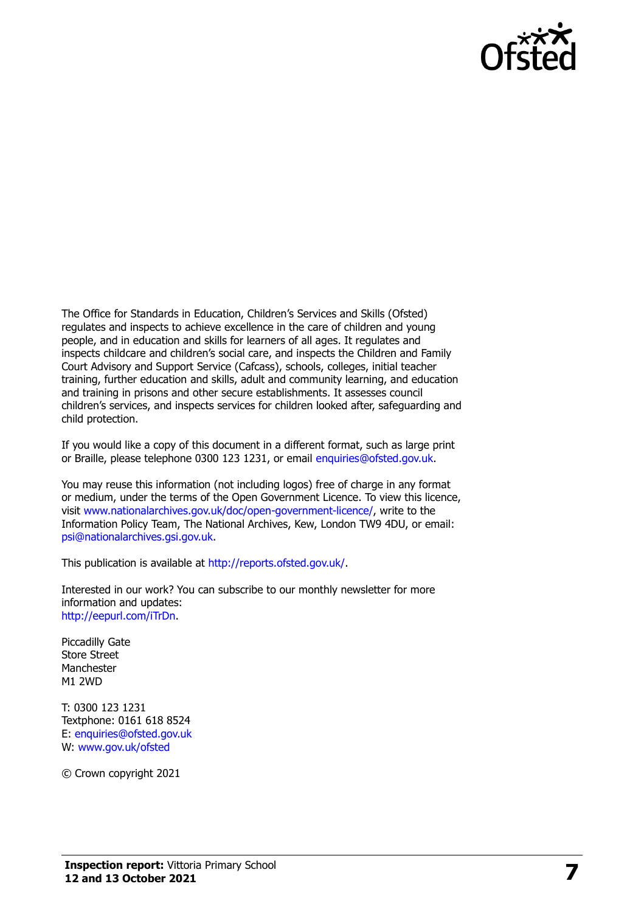The Office for Standards in Education, Children's Services and Skills (Ofsted) regulates and inspects to achieve excellence in the care of children and young people, and in education and skills for learners of all ages. It regulates and inspects childcare and children's social care, and inspects the Children and Family Court Advisory and Support Service (Cafcass), schools, colleges, initial teacher training, further education and skills, adult and community learning, and education and training in prisons and other secure establishments. It assesses council children's services, and inspects services for children looked after, safeguarding and child protection.

If you would like a copy of this document in a different format, such as large print or Braille, please telephone 0300 123 1231, or email enquiries@ofsted.gov.uk.

You may reuse this information (not including logos) free of charge in any format or medium, under the terms of the Open Government Licence. To view this licence, visit www.nationalarchives.gov.uk/doc/open-government-licence/, write to the Information Policy Team, The National Archives, Kew, London TW9 4DU, or email: psi@nationalarchives.gsi.gov.uk.

This publication is available at http://reports.ofsted.gov.uk/.

Interested in our work? You can subscribe to our monthly newsletter for more information and updates:
http://eepurl.com/iTrDn.

Piccadilly Gate
Store Street
Manchester
M1 2WD

T: 0300 123 1231
Textphone: 0161 618 8524
E: enquiries@ofsted.gov.uk
W: www.gov.uk/ofsted

© Crown copyright 2021